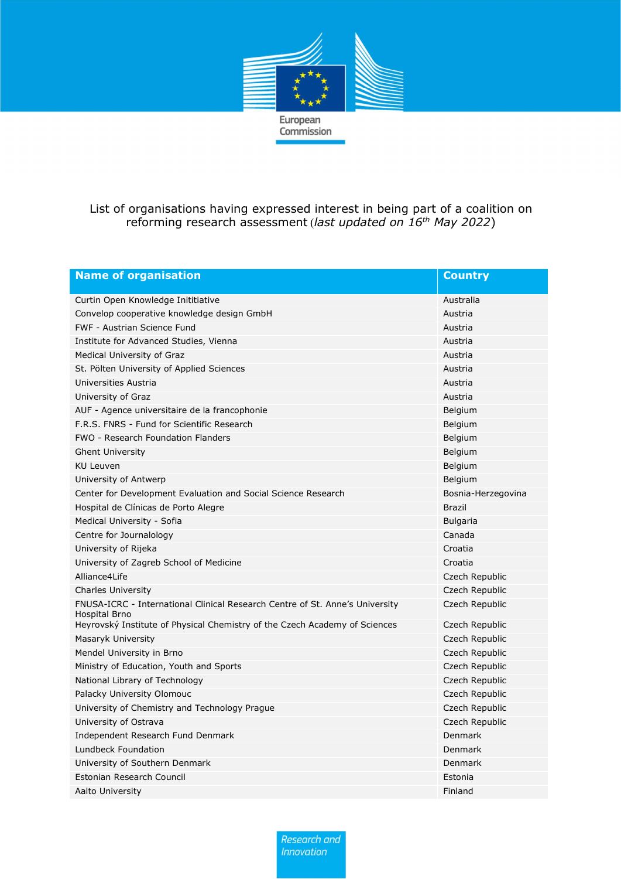List of organisations having expressed interest in being part of a coalition on reforming research assessment (*last updated on 16th May 2022*)

| Name of organisation | Country |
|---|---|
| Curtin Open Knowledge Inititiative | Australia |
| Convelop cooperative knowledge design GmbH | Austria |
| FWF - Austrian Science Fund | Austria |
| Institute for Advanced Studies, Vienna | Austria |
| Medical University of Graz | Austria |
| St. Pölten University of Applied Sciences | Austria |
| Universities Austria | Austria |
| University of Graz | Austria |
| AUF - Agence universitaire de la francophonie | Belgium |
| F.R.S. FNRS - Fund for Scientific Research | Belgium |
| FWO - Research Foundation Flanders | Belgium |
| Ghent University | Belgium |
| KU Leuven | Belgium |
| University of Antwerp | Belgium |
| Center for Development Evaluation and Social Science Research | Bosnia-Herzegovina |
| Hospital de Clínicas de Porto Alegre | Brazil |
| Medical University - Sofia | Bulgaria |
| Centre for Journalology | Canada |
| University of Rijeka | Croatia |
| University of Zagreb School of Medicine | Croatia |
| Alliance4Life | Czech Republic |
| Charles University | Czech Republic |
| FNUSA-ICRC - International Clinical Research Centre of St. Anne's University Hospital Brno | Czech Republic |
| Heyrovský Institute of Physical Chemistry of the Czech Academy of Sciences | Czech Republic |
| Masaryk University | Czech Republic |
| Mendel University in Brno | Czech Republic |
| Ministry of Education, Youth and Sports | Czech Republic |
| National Library of Technology | Czech Republic |
| Palacky University Olomouc | Czech Republic |
| University of Chemistry and Technology Prague | Czech Republic |
| University of Ostrava | Czech Republic |
| Independent Research Fund Denmark | Denmark |
| Lundbeck Foundation | Denmark |
| University of Southern Denmark | Denmark |
| Estonian Research Council | Estonia |
| Aalto University | Finland |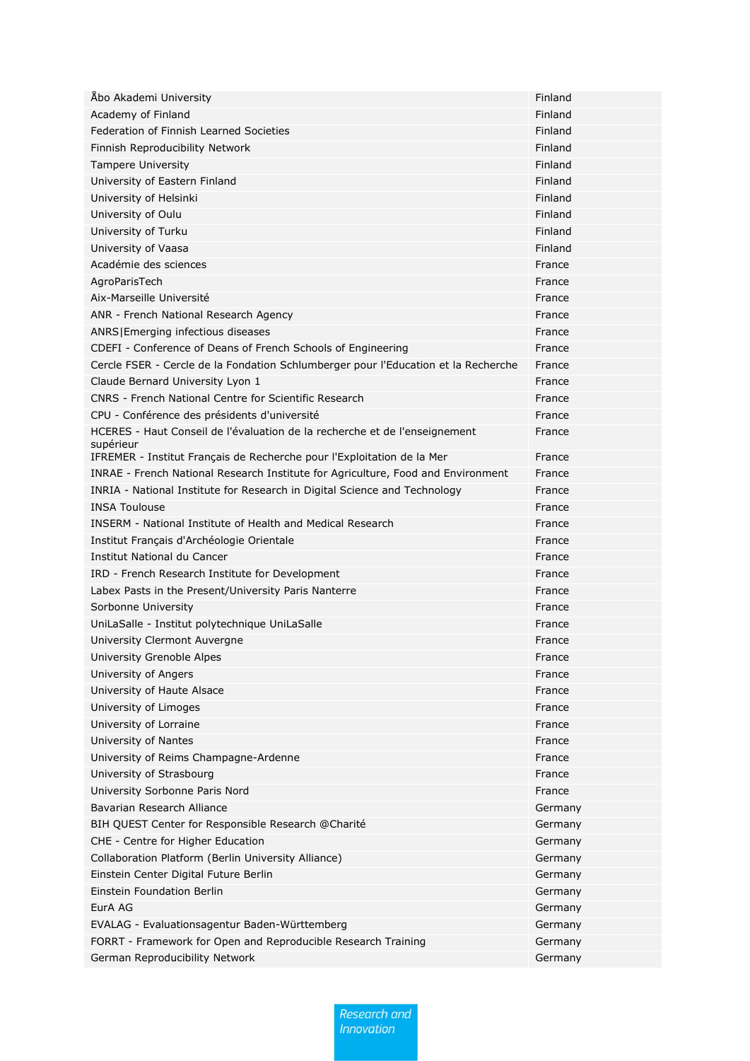| | |
|---|---|
| Åbo Akademi University | Finland |
| Academy of Finland | Finland |
| Federation of Finnish Learned Societies | Finland |
| Finnish Reproducibility Network | Finland |
| Tampere University | Finland |
| University of Eastern Finland | Finland |
| University of Helsinki | Finland |
| University of Oulu | Finland |
| University of Turku | Finland |
| University of Vaasa | Finland |
| Académie des sciences | France |
| AgroParisTech | France |
| Aix-Marseille Université | France |
| ANR - French National Research Agency | France |
| ANRS\|Emerging infectious diseases | France |
| CDEFI - Conference of Deans of French Schools of Engineering | France |
| Cercle FSER - Cercle de la Fondation Schlumberger pour l'Education et la Recherche | France |
| Claude Bernard University Lyon 1 | France |
| CNRS - French National Centre for Scientific Research | France |
| CPU - Conférence des présidents d'université | France |
| HCERES - Haut Conseil de l'évaluation de la recherche et de l'enseignement supérieur | France |
| IFREMER - Institut Français de Recherche pour l'Exploitation de la Mer | France |
| INRAE - French National Research Institute for Agriculture, Food and Environment | France |
| INRIA - National Institute for Research in Digital Science and Technology | France |
| INSA Toulouse | France |
| INSERM - National Institute of Health and Medical Research | France |
| Institut Français d'Archéologie Orientale | France |
| Institut National du Cancer | France |
| IRD - French Research Institute for Development | France |
| Labex Pasts in the Present/University Paris Nanterre | France |
| Sorbonne University | France |
| UniLaSalle - Institut polytechnique UniLaSalle | France |
| University Clermont Auvergne | France |
| University Grenoble Alpes | France |
| University of Angers | France |
| University of Haute Alsace | France |
| University of Limoges | France |
| University of Lorraine | France |
| University of Nantes | France |
| University of Reims Champagne-Ardenne | France |
| University of Strasbourg | France |
| University Sorbonne Paris Nord | France |
| Bavarian Research Alliance | Germany |
| BIH QUEST Center for Responsible Research @Charité | Germany |
| CHE - Centre for Higher Education | Germany |
| Collaboration Platform (Berlin University Alliance) | Germany |
| Einstein Center Digital Future Berlin | Germany |
| Einstein Foundation Berlin | Germany |
| EurA AG | Germany |
| EVALAG - Evaluationsagentur Baden-Württemberg | Germany |
| FORRT - Framework for Open and Reproducible Research Training | Germany |
| German Reproducibility Network | Germany |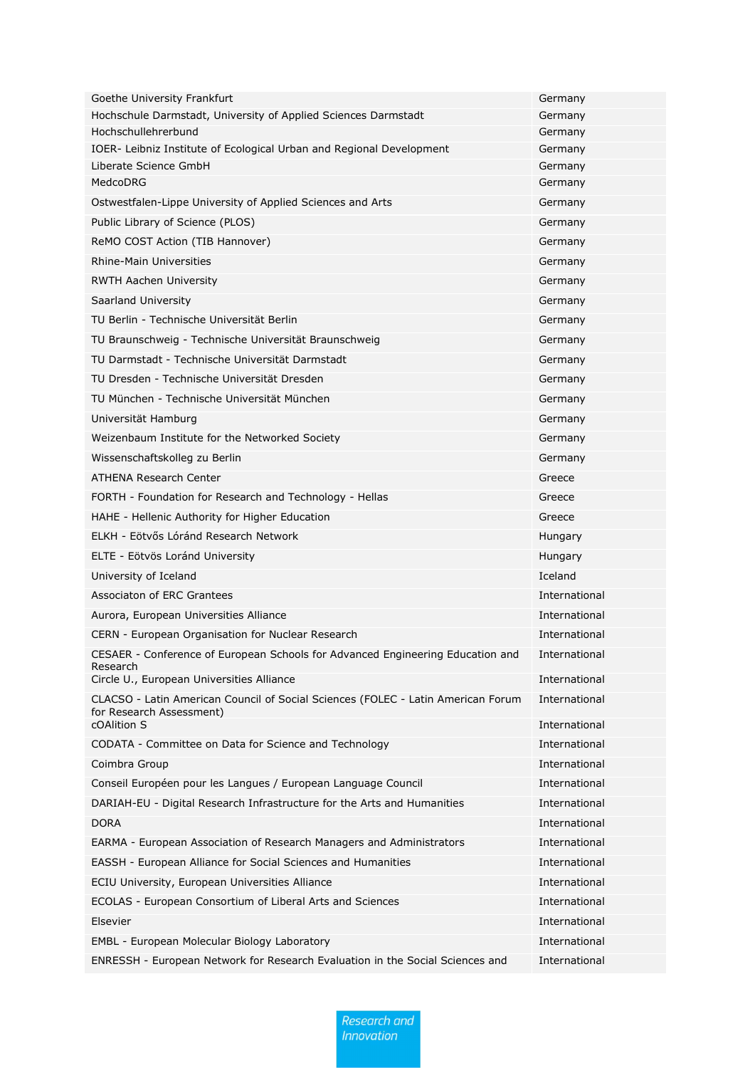| | |
|---|---|
| Goethe University Frankfurt | Germany |
| Hochschule Darmstadt, University of Applied Sciences Darmstadt | Germany |
| Hochschullehrerbund | Germany |
| IOER- Leibniz Institute of Ecological Urban and Regional Development | Germany |
| Liberate Science GmbH | Germany |
| MedcoDRG | Germany |
| Ostwestfalen-Lippe University of Applied Sciences and Arts | Germany |
| Public Library of Science (PLOS) | Germany |
| ReMO COST Action (TIB Hannover) | Germany |
| Rhine-Main Universities | Germany |
| RWTH Aachen University | Germany |
| Saarland University | Germany |
| TU Berlin - Technische Universität Berlin | Germany |
| TU Braunschweig - Technische Universität Braunschweig | Germany |
| TU Darmstadt - Technische Universität Darmstadt | Germany |
| TU Dresden - Technische Universität Dresden | Germany |
| TU München - Technische Universität München | Germany |
| Universität Hamburg | Germany |
| Weizenbaum Institute for the Networked Society | Germany |
| Wissenschaftskolleg zu Berlin | Germany |
| ATHENA Research Center | Greece |
| FORTH - Foundation for Research and Technology - Hellas | Greece |
| HAHE - Hellenic Authority for Higher Education | Greece |
| ELKH - Eötvős Lóránd Research Network | Hungary |
| ELTE - Eötvös Loránd University | Hungary |
| University of Iceland | Iceland |
| Associaton of ERC Grantees | International |
| Aurora, European Universities Alliance | International |
| CERN - European Organisation for Nuclear Research | International |
| CESAER - Conference of European Schools for Advanced Engineering Education and Research | International |
| Circle U., European Universities Alliance | International |
| CLACSO - Latin American Council of Social Sciences (FOLEC - Latin American Forum for Research Assessment) | International |
| cOAlition S | International |
| CODATA - Committee on Data for Science and Technology | International |
| Coimbra Group | International |
| Conseil Européen pour les Langues / European Language Council | International |
| DARIAH-EU - Digital Research Infrastructure for the Arts and Humanities | International |
| DORA | International |
| EARMA - European Association of Research Managers and Administrators | International |
| EASSH - European Alliance for Social Sciences and Humanities | International |
| ECIU University, European Universities Alliance | International |
| ECOLAS - European Consortium of Liberal Arts and Sciences | International |
| Elsevier | International |
| EMBL - European Molecular Biology Laboratory | International |
| ENRESSH - European Network for Research Evaluation in the Social Sciences and | International |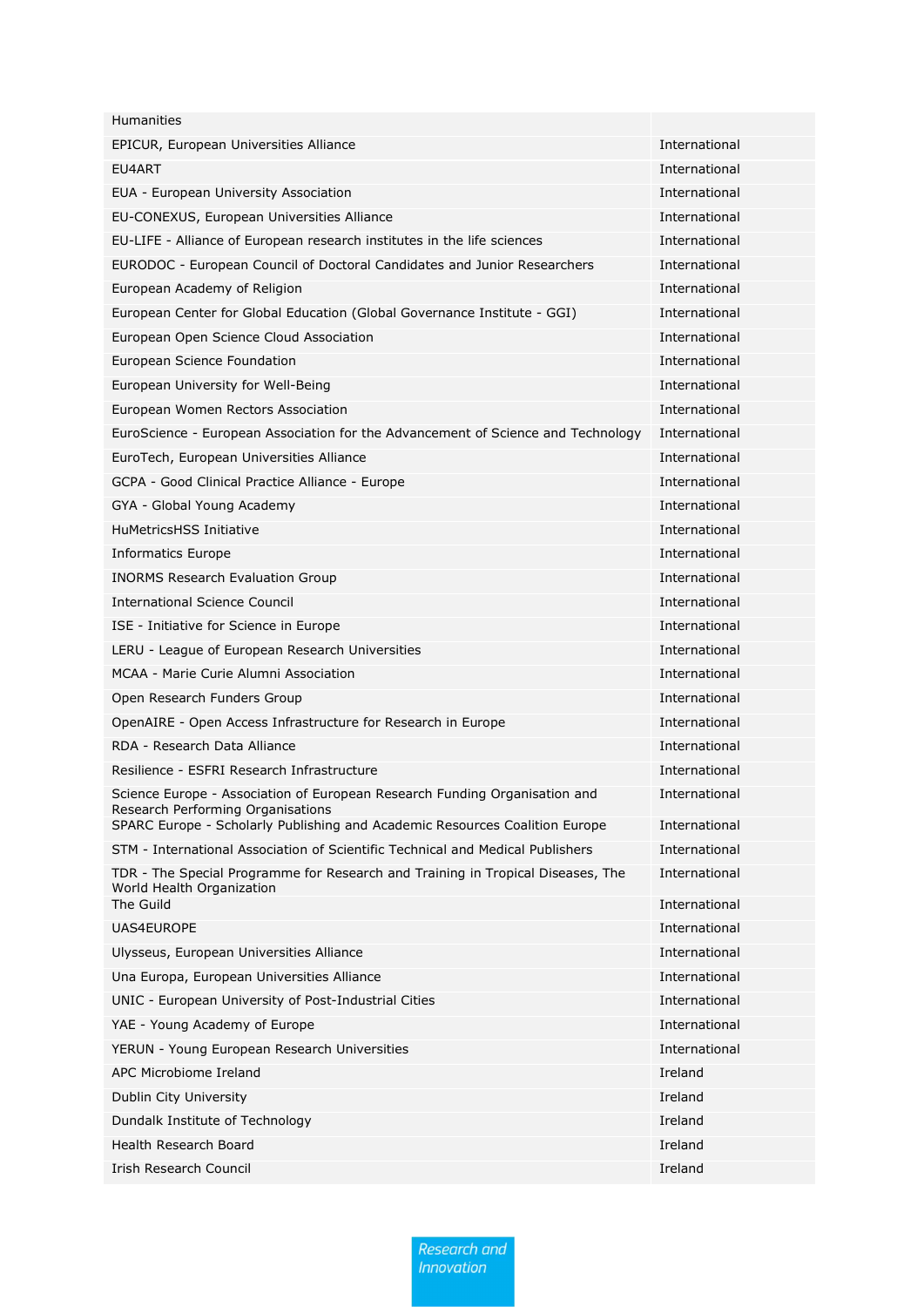| Humanities | |
|---|---|
| EPICUR, European Universities Alliance | International |
| EU4ART | International |
| EUA - European University Association | International |
| EU-CONEXUS, European Universities Alliance | International |
| EU-LIFE - Alliance of European research institutes in the life sciences | International |
| EURODOC - European Council of Doctoral Candidates and Junior Researchers | International |
| European Academy of Religion | International |
| European Center for Global Education (Global Governance Institute - GGI) | International |
| European Open Science Cloud Association | International |
| European Science Foundation | International |
| European University for Well-Being | International |
| European Women Rectors Association | International |
| EuroScience - European Association for the Advancement of Science and Technology | International |
| EuroTech, European Universities Alliance | International |
| GCPA - Good Clinical Practice Alliance - Europe | International |
| GYA - Global Young Academy | International |
| HuMetricsHSS Initiative | International |
| Informatics Europe | International |
| INORMS Research Evaluation Group | International |
| International Science Council | International |
| ISE - Initiative for Science in Europe | International |
| LERU - League of European Research Universities | International |
| MCAA - Marie Curie Alumni Association | International |
| Open Research Funders Group | International |
| OpenAIRE - Open Access Infrastructure for Research in Europe | International |
| RDA - Research Data Alliance | International |
| Resilience - ESFRI Research Infrastructure | International |
| Science Europe - Association of European Research Funding Organisation and Research Performing Organisations | International |
| SPARC Europe - Scholarly Publishing and Academic Resources Coalition Europe | International |
| STM - International Association of Scientific Technical and Medical Publishers | International |
| TDR - The Special Programme for Research and Training in Tropical Diseases, The World Health Organization | International |
| The Guild | International |
| UAS4EUROPE | International |
| Ulysseus, European Universities Alliance | International |
| Una Europa, European Universities Alliance | International |
| UNIC - European University of Post-Industrial Cities | International |
| YAE - Young Academy of Europe | International |
| YERUN - Young European Research Universities | International |
| APC Microbiome Ireland | Ireland |
| Dublin City University | Ireland |
| Dundalk Institute of Technology | Ireland |
| Health Research Board | Ireland |
| Irish Research Council | Ireland |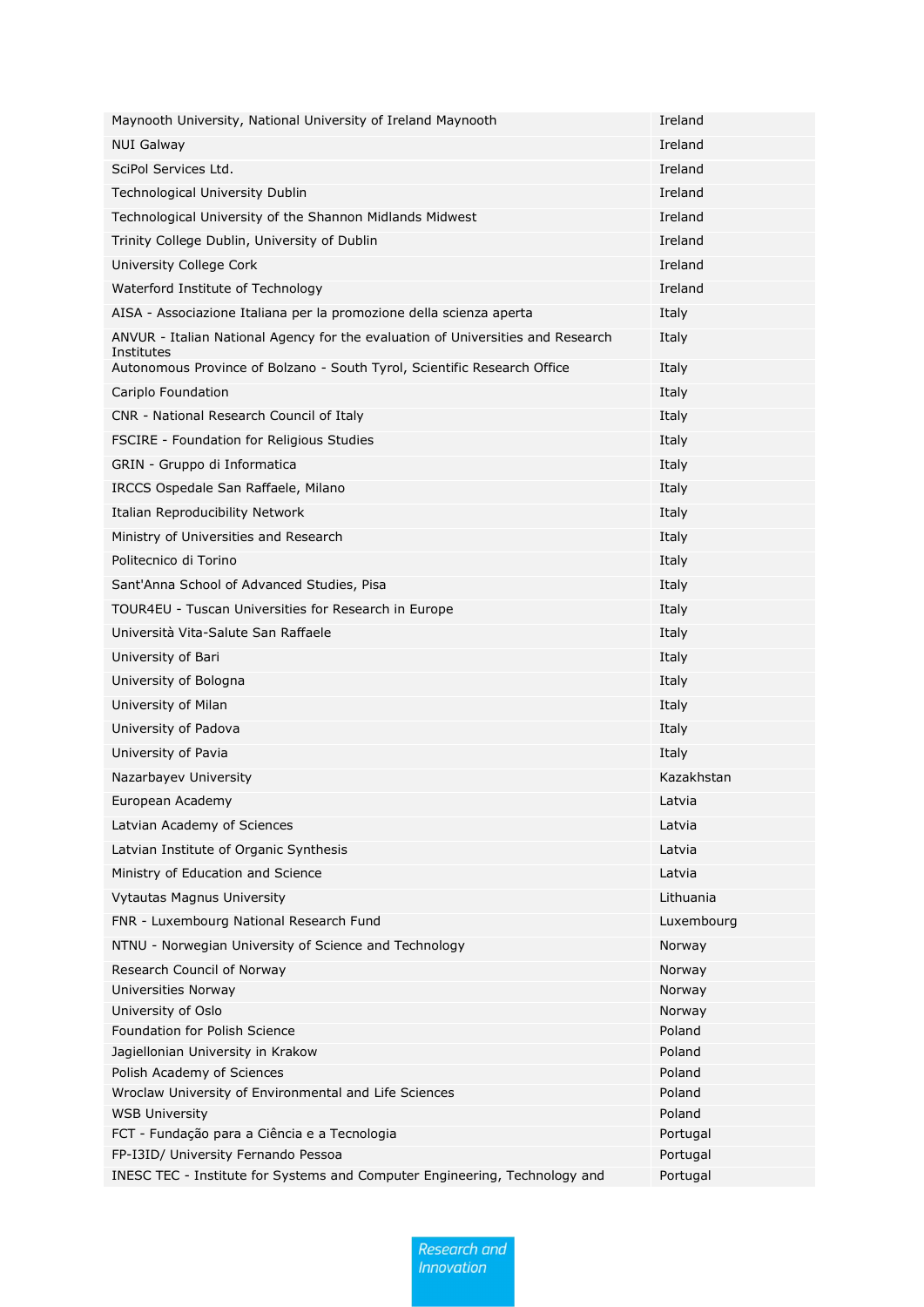| | |
|---|---|
| Maynooth University, National University of Ireland Maynooth | Ireland |
| NUI Galway | Ireland |
| SciPol Services Ltd. | Ireland |
| Technological University Dublin | Ireland |
| Technological University of the Shannon Midlands Midwest | Ireland |
| Trinity College Dublin, University of Dublin | Ireland |
| University College Cork | Ireland |
| Waterford Institute of Technology | Ireland |
| AISA - Associazione Italiana per la promozione della scienza aperta | Italy |
| ANVUR - Italian National Agency for the evaluation of Universities and Research Institutes | Italy |
| Autonomous Province of Bolzano - South Tyrol, Scientific Research Office | Italy |
| Cariplo Foundation | Italy |
| CNR - National Research Council of Italy | Italy |
| FSCIRE - Foundation for Religious Studies | Italy |
| GRIN - Gruppo di Informatica | Italy |
| IRCCS Ospedale San Raffaele, Milano | Italy |
| Italian Reproducibility Network | Italy |
| Ministry of Universities and Research | Italy |
| Politecnico di Torino | Italy |
| Sant'Anna School of Advanced Studies, Pisa | Italy |
| TOUR4EU - Tuscan Universities for Research in Europe | Italy |
| Università Vita-Salute San Raffaele | Italy |
| University of Bari | Italy |
| University of Bologna | Italy |
| University of Milan | Italy |
| University of Padova | Italy |
| University of Pavia | Italy |
| Nazarbayev University | Kazakhstan |
| European Academy | Latvia |
| Latvian Academy of Sciences | Latvia |
| Latvian Institute of Organic Synthesis | Latvia |
| Ministry of Education and Science | Latvia |
| Vytautas Magnus University | Lithuania |
| FNR - Luxembourg National Research Fund | Luxembourg |
| NTNU - Norwegian University of Science and Technology | Norway |
| Research Council of Norway | Norway |
| Universities Norway | Norway |
| University of Oslo | Norway |
| Foundation for Polish Science | Poland |
| Jagiellonian University in Krakow | Poland |
| Polish Academy of Sciences | Poland |
| Wroclaw University of Environmental and Life Sciences | Poland |
| WSB University | Poland |
| FCT - Fundação para a Ciência e a Tecnologia | Portugal |
| FP-I3ID/ University Fernando Pessoa | Portugal |
| INESC TEC - Institute for Systems and Computer Engineering, Technology and | Portugal |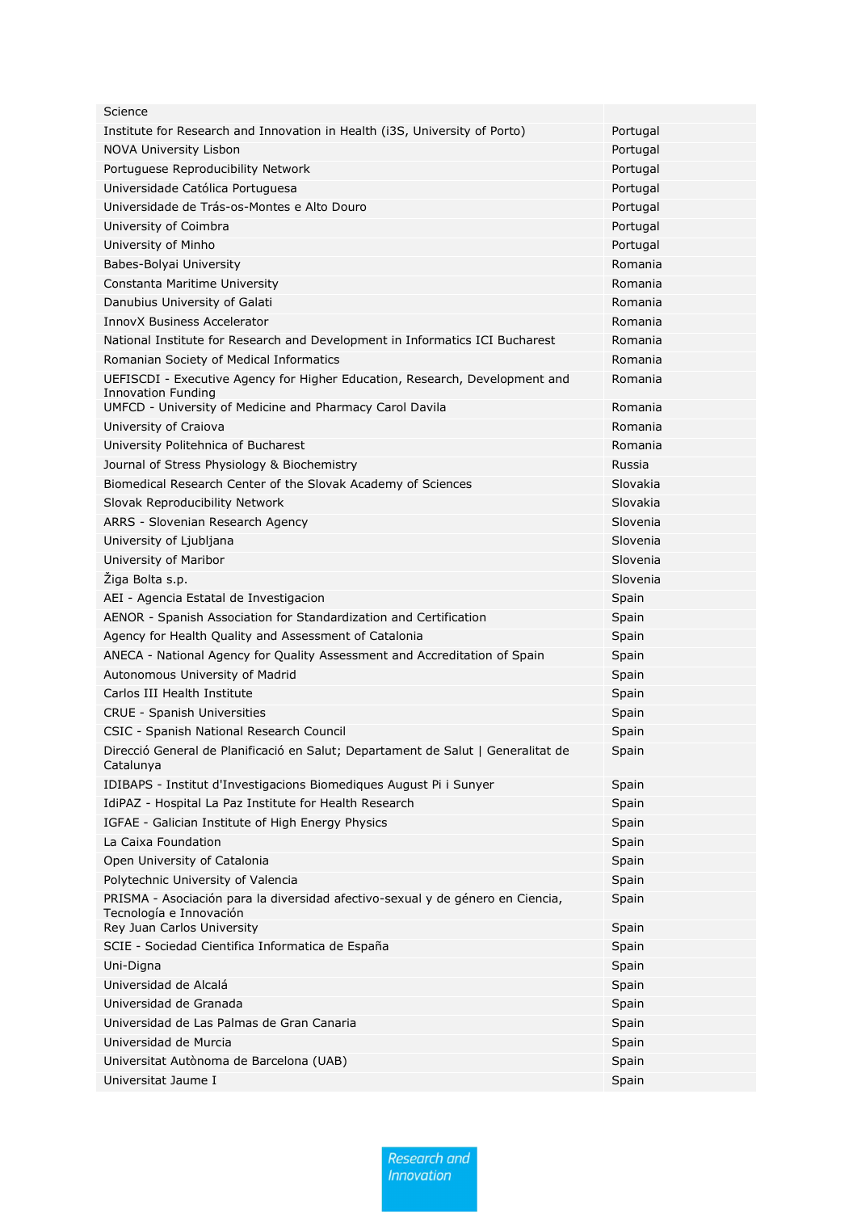| | |
|---|---|
| Science | |
| Institute for Research and Innovation in Health (i3S, University of Porto) | Portugal |
| NOVA University Lisbon | Portugal |
| Portuguese Reproducibility Network | Portugal |
| Universidade Católica Portuguesa | Portugal |
| Universidade de Trás-os-Montes e Alto Douro | Portugal |
| University of Coimbra | Portugal |
| University of Minho | Portugal |
| Babes-Bolyai University | Romania |
| Constanta Maritime University | Romania |
| Danubius University of Galati | Romania |
| InnovX Business Accelerator | Romania |
| National Institute for Research and Development in Informatics ICI Bucharest | Romania |
| Romanian Society of Medical Informatics | Romania |
| UEFISCDI - Executive Agency for Higher Education, Research, Development and Innovation Funding | Romania |
| UMFCD - University of Medicine and Pharmacy Carol Davila | Romania |
| University of Craiova | Romania |
| University Politehnica of Bucharest | Romania |
| Journal of Stress Physiology & Biochemistry | Russia |
| Biomedical Research Center of the Slovak Academy of Sciences | Slovakia |
| Slovak Reproducibility Network | Slovakia |
| ARRS - Slovenian Research Agency | Slovenia |
| University of Ljubljana | Slovenia |
| University of Maribor | Slovenia |
| Žiga Bolta s.p. | Slovenia |
| AEI - Agencia Estatal de Investigacion | Spain |
| AENOR - Spanish Association for Standardization and Certification | Spain |
| Agency for Health Quality and Assessment of Catalonia | Spain |
| ANECA - National Agency for Quality Assessment and Accreditation of Spain | Spain |
| Autonomous University of Madrid | Spain |
| Carlos III Health Institute | Spain |
| CRUE - Spanish Universities | Spain |
| CSIC - Spanish National Research Council | Spain |
| Direcció General de Planificació en Salut; Departament de Salut \| Generalitat de Catalunya | Spain |
| IDIBAPS - Institut d'Investigacions Biomediques August Pi i Sunyer | Spain |
| IdiPAZ - Hospital La Paz Institute for Health Research | Spain |
| IGFAE - Galician Institute of High Energy Physics | Spain |
| La Caixa Foundation | Spain |
| Open University of Catalonia | Spain |
| Polytechnic University of Valencia | Spain |
| PRISMA - Asociación para la diversidad afectivo-sexual y de género en Ciencia, Tecnología e Innovación | Spain |
| Rey Juan Carlos University | Spain |
| SCIE - Sociedad Cientifica Informatica de España | Spain |
| Uni-Digna | Spain |
| Universidad de Alcalá | Spain |
| Universidad de Granada | Spain |
| Universidad de Las Palmas de Gran Canaria | Spain |
| Universidad de Murcia | Spain |
| Universitat Autònoma de Barcelona (UAB) | Spain |
| Universitat Jaume I | Spain |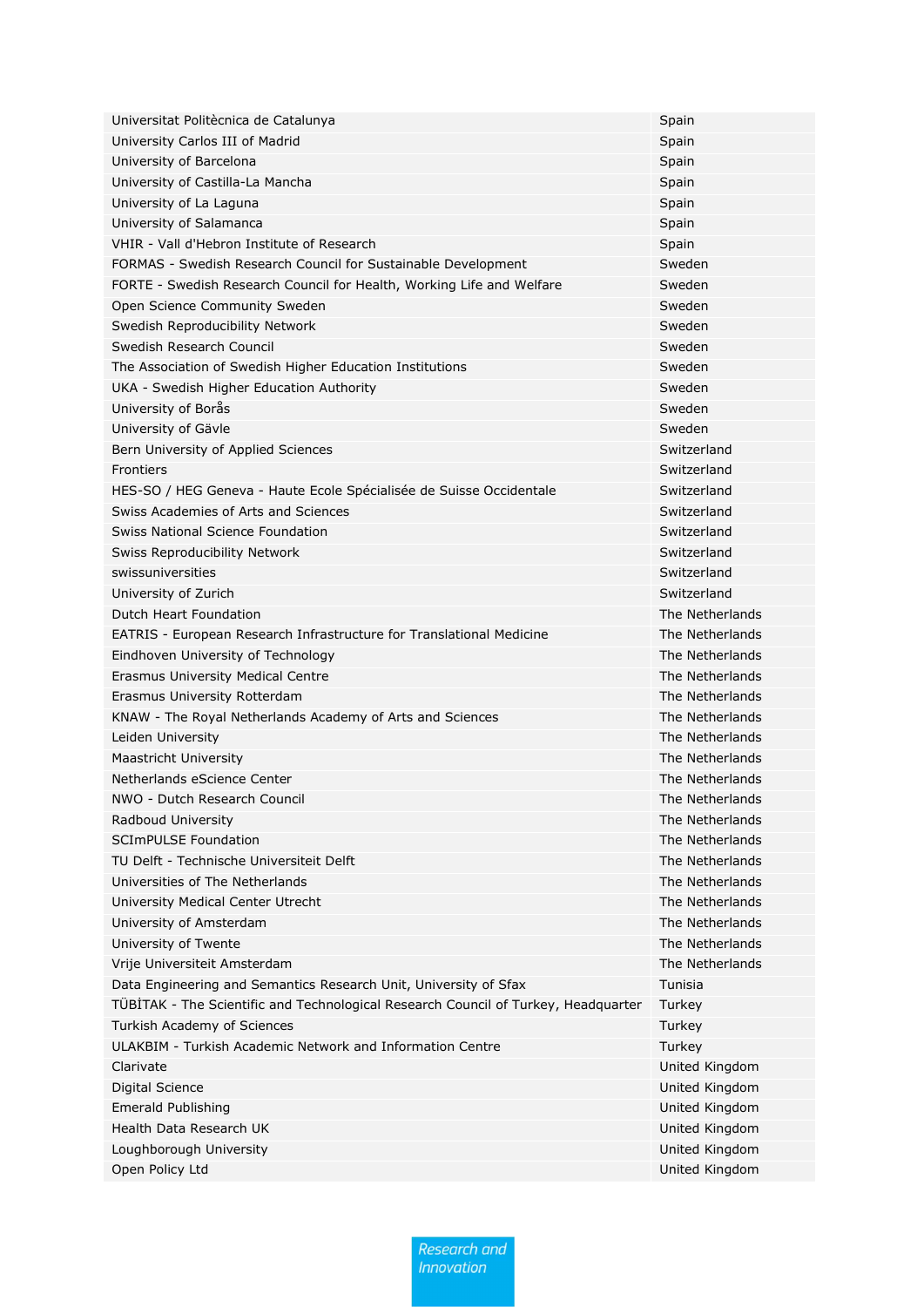| | |
|---|---|
| Universitat Politècnica de Catalunya | Spain |
| University Carlos III of Madrid | Spain |
| University of Barcelona | Spain |
| University of Castilla-La Mancha | Spain |
| University of La Laguna | Spain |
| University of Salamanca | Spain |
| VHIR - Vall d'Hebron Institute of Research | Spain |
| FORMAS - Swedish Research Council for Sustainable Development | Sweden |
| FORTE - Swedish Research Council for Health, Working Life and Welfare | Sweden |
| Open Science Community Sweden | Sweden |
| Swedish Reproducibility Network | Sweden |
| Swedish Research Council | Sweden |
| The Association of Swedish Higher Education Institutions | Sweden |
| UKA - Swedish Higher Education Authority | Sweden |
| University of Borås | Sweden |
| University of Gävle | Sweden |
| Bern University of Applied Sciences | Switzerland |
| Frontiers | Switzerland |
| HES-SO / HEG Geneva - Haute Ecole Spécialisée de Suisse Occidentale | Switzerland |
| Swiss Academies of Arts and Sciences | Switzerland |
| Swiss National Science Foundation | Switzerland |
| Swiss Reproducibility Network | Switzerland |
| swissuniversities | Switzerland |
| University of Zurich | Switzerland |
| Dutch Heart Foundation | The Netherlands |
| EATRIS - European Research Infrastructure for Translational Medicine | The Netherlands |
| Eindhoven University of Technology | The Netherlands |
| Erasmus University Medical Centre | The Netherlands |
| Erasmus University Rotterdam | The Netherlands |
| KNAW - The Royal Netherlands Academy of Arts and Sciences | The Netherlands |
| Leiden University | The Netherlands |
| Maastricht University | The Netherlands |
| Netherlands eScience Center | The Netherlands |
| NWO - Dutch Research Council | The Netherlands |
| Radboud University | The Netherlands |
| SCImPULSE Foundation | The Netherlands |
| TU Delft - Technische Universiteit Delft | The Netherlands |
| Universities of The Netherlands | The Netherlands |
| University Medical Center Utrecht | The Netherlands |
| University of Amsterdam | The Netherlands |
| University of Twente | The Netherlands |
| Vrije Universiteit Amsterdam | The Netherlands |
| Data Engineering and Semantics Research Unit, University of Sfax | Tunisia |
| TÜBİTAK - The Scientific and Technological Research Council of Turkey, Headquarter | Turkey |
| Turkish Academy of Sciences | Turkey |
| ULAKBIM - Turkish Academic Network and Information Centre | Turkey |
| Clarivate | United Kingdom |
| Digital Science | United Kingdom |
| Emerald Publishing | United Kingdom |
| Health Data Research UK | United Kingdom |
| Loughborough University | United Kingdom |
| Open Policy Ltd | United Kingdom |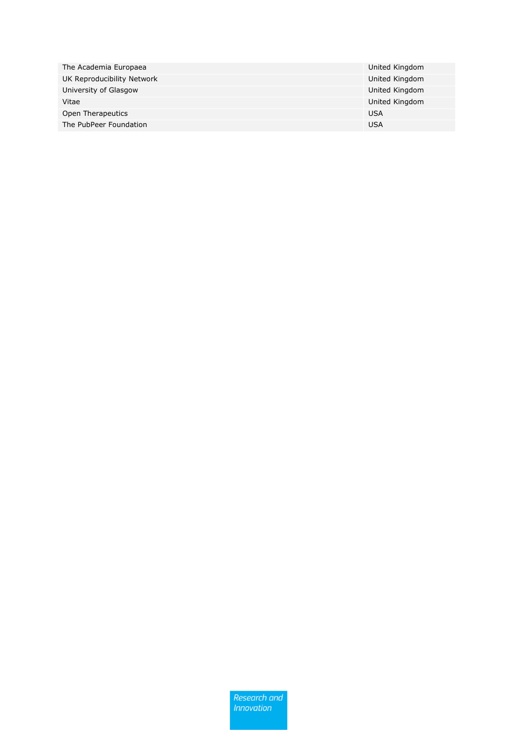| | |
|---|---|
| The Academia Europaea | United Kingdom |
| UK Reproducibility Network | United Kingdom |
| University of Glasgow | United Kingdom |
| Vitae | United Kingdom |
| Open Therapeutics | USA |
| The PubPeer Foundation | USA |

Research and Innovation